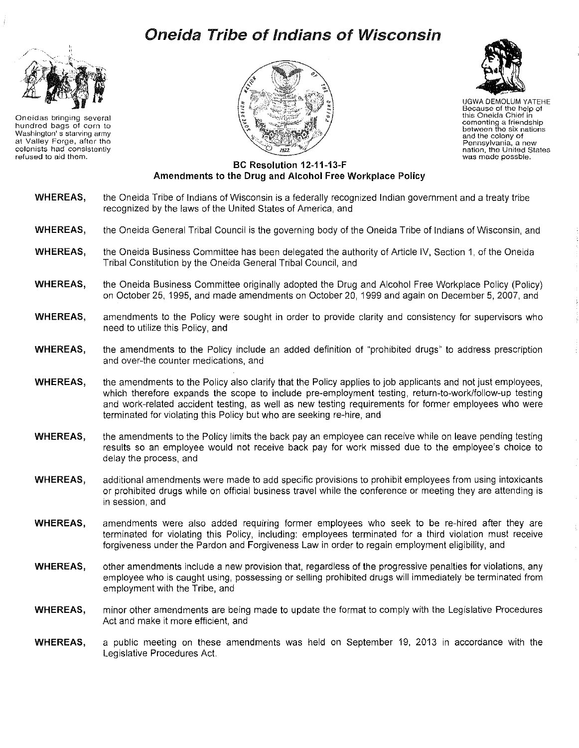# Oneida Tribe of Indians of Wisconsin

Oneidas bringing several hundred bags of corn to Washington's starving army at Valley Forge, after the colonists had consistently refused to aid them.

UGWA DEMOLUM YATEHE
Because of the help of this Oneida Chief in cementing a friendship between the six nations and the colony of Pennsylvania, a new nation, the United States was made possble.

**BC Resolution 12-11-13-F**
**Amendments to the Drug and Alcohol Free Workplace Policy**

**WHEREAS,** the Oneida Tribe of Indians of Wisconsin is a federally recognized Indian government and a treaty tribe recognized by the laws of the United States of America, and

**WHEREAS,** the Oneida General Tribal Council is the governing body of the Oneida Tribe of Indians of Wisconsin, and

**WHEREAS,** the Oneida Business Committee has been delegated the authority of Article IV, Section 1, of the Oneida Tribal Constitution by the Oneida General Tribal Council, and

**WHEREAS,** the Oneida Business Committee originally adopted the Drug and Alcohol Free Workplace Policy (Policy) on October 25, 1995, and made amendments on October 20, 1999 and again on December 5, 2007, and

**WHEREAS,** amendments to the Policy were sought in order to provide clarity and consistency for supervisors who need to utilize this Policy, and

**WHEREAS,** the amendments to the Policy include an added definition of "prohibited drugs" to address prescription and over-the counter medications, and

**WHEREAS,** the amendments to the Policy also clarify that the Policy applies to job applicants and not just employees, which therefore expands the scope to include pre-employment testing, return-to-work/follow-up testing and work-related accident testing, as well as new testing requirements for former employees who were terminated for violating this Policy but who are seeking re-hire, and

**WHEREAS,** the amendments to the Policy limits the back pay an employee can receive while on leave pending testing results so an employee would not receive back pay for work missed due to the employee's choice to delay the process, and

**WHEREAS,** additional amendments were made to add specific provisions to prohibit employees from using intoxicants or prohibited drugs while on official business travel while the conference or meeting they are attending is in session, and

**WHEREAS,** amendments were also added requiring former employees who seek to be re-hired after they are terminated for violating this Policy, including: employees terminated for a third violation must receive forgiveness under the Pardon and Forgiveness Law in order to regain employment eligibility, and

**WHEREAS,** other amendments include a new provision that, regardless of the progressive penalties for violations, any employee who is caught using, possessing or selling prohibited drugs will immediately be terminated from employment with the Tribe, and

**WHEREAS,** minor other amendments are being made to update the format to comply with the Legislative Procedures Act and make it more efficient, and

**WHEREAS,** a public meeting on these amendments was held on September 19, 2013 in accordance with the Legislative Procedures Act.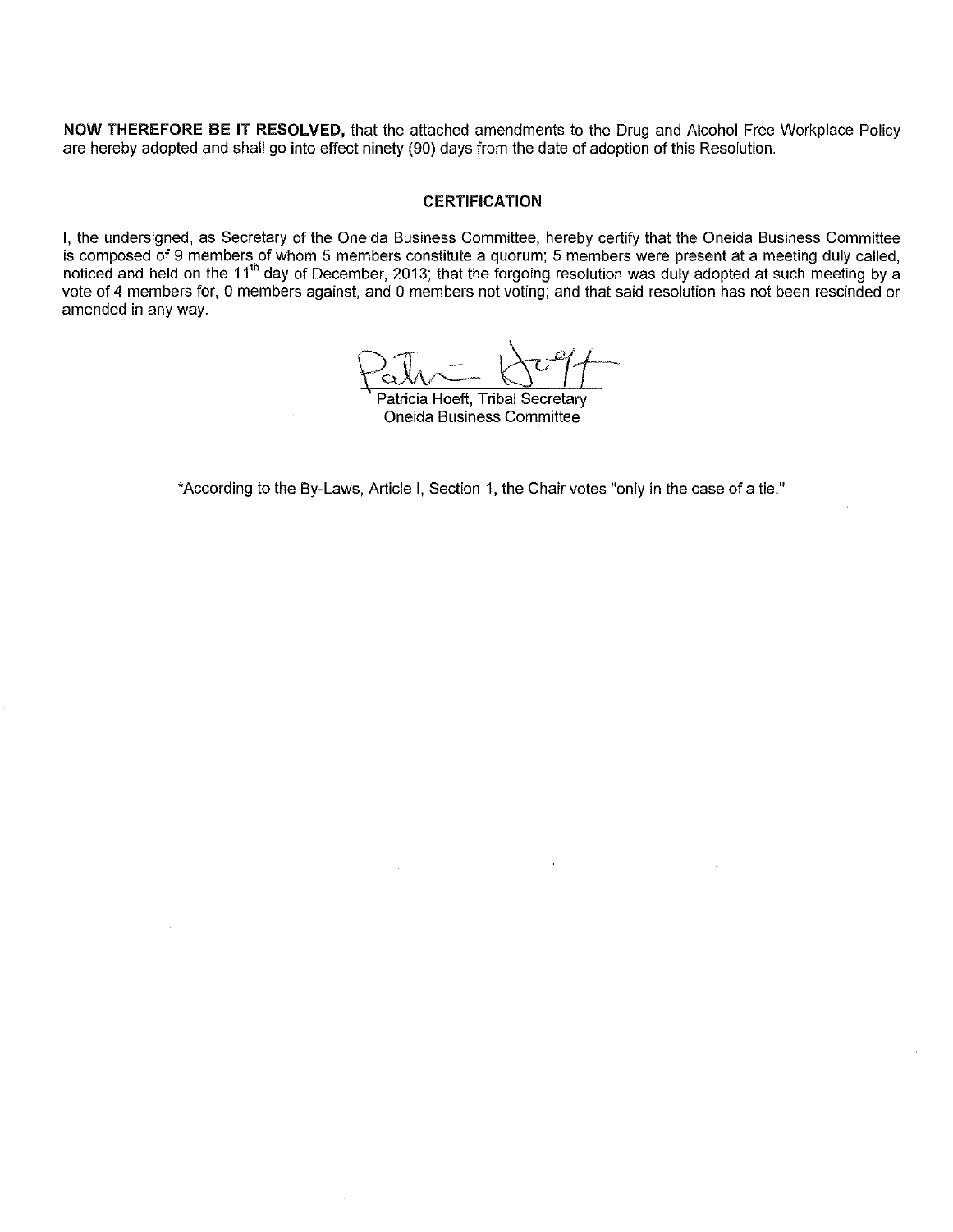**NOW THEREFORE BE IT RESOLVED,** that the attached amendments to the Drug and Alcohol Free Workplace Policy are hereby adopted and shall go into effect ninety (90) days from the date of adoption of this Resolution.

**CERTIFICATION**

I, the undersigned, as Secretary of the Oneida Business Committee, hereby certify that the Oneida Business Committee is composed of 9 members of whom 5 members constitute a quorum; 5 members were present at a meeting duly called, noticed and held on the 11th day of December, 2013; that the forgoing resolution was duly adopted at such meeting by a vote of 4 members for, 0 members against, and 0 members not voting; and that said resolution has not been rescinded or amended in any way.

Patricia Hoeft, Tribal Secretary
Oneida Business Committee

*According to the By-Laws, Article I, Section 1, the Chair votes "only in the case of a tie."